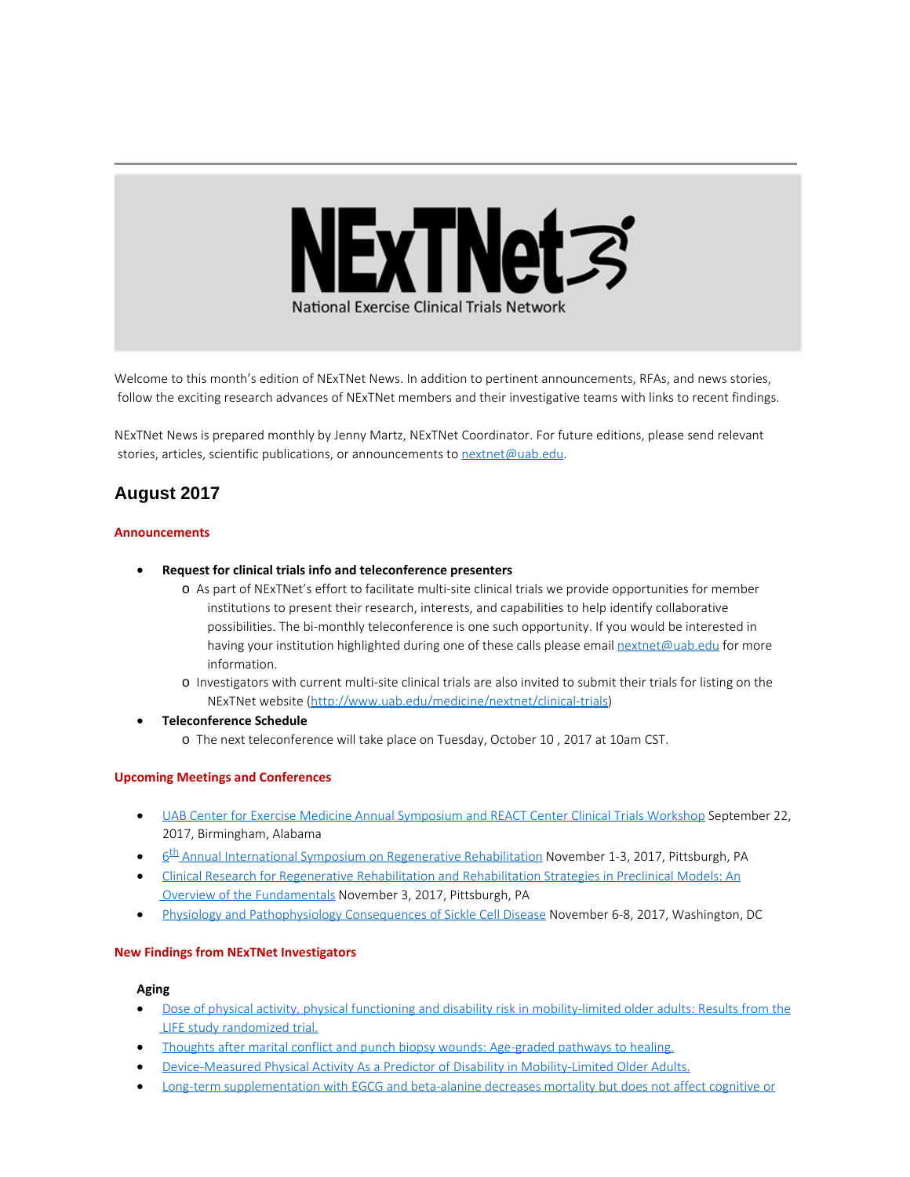NExTNet
National Exercise Clinical Trials Network

Welcome to this month's edition of NExTNet News. In addition to pertinent announcements, RFAs, and news stories, follow the exciting research advances of NExTNet members and their investigative teams with links to recent findings.

NExTNet News is prepared monthly by Jenny Martz, NExTNet Coordinator. For future editions, please send relevant stories, articles, scientific publications, or announcements to nextnet@uab.edu.

## August 2017

### Announcements

- **Request for clinical trials info and teleconference presenters**
  - As part of NExTNet's effort to facilitate multi-site clinical trials we provide opportunities for member institutions to present their research, interests, and capabilities to help identify collaborative possibilities. The bi-monthly teleconference is one such opportunity. If you would be interested in having your institution highlighted during one of these calls please email nextnet@uab.edu for more information.
  - Investigators with current multi-site clinical trials are also invited to submit their trials for listing on the NExTNet website (http://www.uab.edu/medicine/nextnet/clinical-trials)
- **Teleconference Schedule**
  - The next teleconference will take place on Tuesday, October 10 , 2017 at 10am CST.

### Upcoming Meetings and Conferences

- UAB Center for Exercise Medicine Annual Symposium and REACT Center Clinical Trials Workshop September 22, 2017, Birmingham, Alabama
- 6th Annual International Symposium on Regenerative Rehabilitation November 1-3, 2017, Pittsburgh, PA
- Clinical Research for Regenerative Rehabilitation and Rehabilitation Strategies in Preclinical Models: An Overview of the Fundamentals November 3, 2017, Pittsburgh, PA
- Physiology and Pathophysiology Consequences of Sickle Cell Disease November 6-8, 2017, Washington, DC

### New Findings from NExTNet Investigators

**Aging**

- Dose of physical activity, physical functioning and disability risk in mobility-limited older adults: Results from the LIFE study randomized trial.
- Thoughts after marital conflict and punch biopsy wounds: Age-graded pathways to healing.
- Device-Measured Physical Activity As a Predictor of Disability in Mobility-Limited Older Adults.
- Long-term supplementation with EGCG and beta-alanine decreases mortality but does not affect cognitive or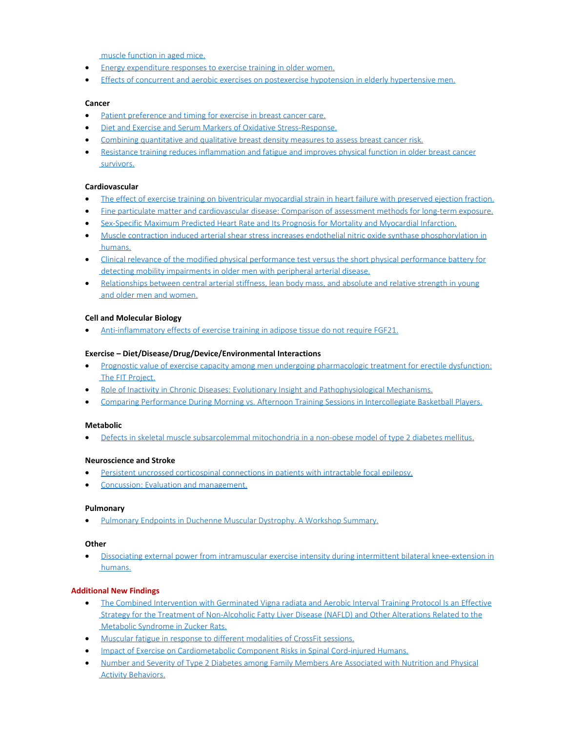muscle function in aged mice.
- Energy expenditure responses to exercise training in older women.
- Effects of concurrent and aerobic exercises on postexercise hypotension in elderly hypertensive men.

**Cancer**

- Patient preference and timing for exercise in breast cancer care.
- Diet and Exercise and Serum Markers of Oxidative Stress-Response.
- Combining quantitative and qualitative breast density measures to assess breast cancer risk.
- Resistance training reduces inflammation and fatigue and improves physical function in older breast cancer survivors.

**Cardiovascular**

- The effect of exercise training on biventricular myocardial strain in heart failure with preserved ejection fraction.
- Fine particulate matter and cardiovascular disease: Comparison of assessment methods for long-term exposure.
- Sex-Specific Maximum Predicted Heart Rate and Its Prognosis for Mortality and Myocardial Infarction.
- Muscle contraction induced arterial shear stress increases endothelial nitric oxide synthase phosphorylation in humans.
- Clinical relevance of the modified physical performance test versus the short physical performance battery for detecting mobility impairments in older men with peripheral arterial disease.
- Relationships between central arterial stiffness, lean body mass, and absolute and relative strength in young and older men and women.

**Cell and Molecular Biology**

- Anti-inflammatory effects of exercise training in adipose tissue do not require FGF21.

**Exercise – Diet/Disease/Drug/Device/Environmental Interactions**

- Prognostic value of exercise capacity among men undergoing pharmacologic treatment for erectile dysfunction: The FIT Project.
- Role of Inactivity in Chronic Diseases: Evolutionary Insight and Pathophysiological Mechanisms.
- Comparing Performance During Morning vs. Afternoon Training Sessions in Intercollegiate Basketball Players.

**Metabolic**

- Defects in skeletal muscle subsarcolemmal mitochondria in a non-obese model of type 2 diabetes mellitus.

**Neuroscience and Stroke**

- Persistent uncrossed corticospinal connections in patients with intractable focal epilepsy.
- Concussion: Evaluation and management.

**Pulmonary**

- Pulmonary Endpoints in Duchenne Muscular Dystrophy. A Workshop Summary.

**Other**

- Dissociating external power from intramuscular exercise intensity during intermittent bilateral knee-extension in humans.

**Additional New Findings**

- The Combined Intervention with Germinated Vigna radiata and Aerobic Interval Training Protocol Is an Effective Strategy for the Treatment of Non-Alcoholic Fatty Liver Disease (NAFLD) and Other Alterations Related to the Metabolic Syndrome in Zucker Rats.
- Muscular fatigue in response to different modalities of CrossFit sessions.
- Impact of Exercise on Cardiometabolic Component Risks in Spinal Cord-injured Humans.
- Number and Severity of Type 2 Diabetes among Family Members Are Associated with Nutrition and Physical Activity Behaviors.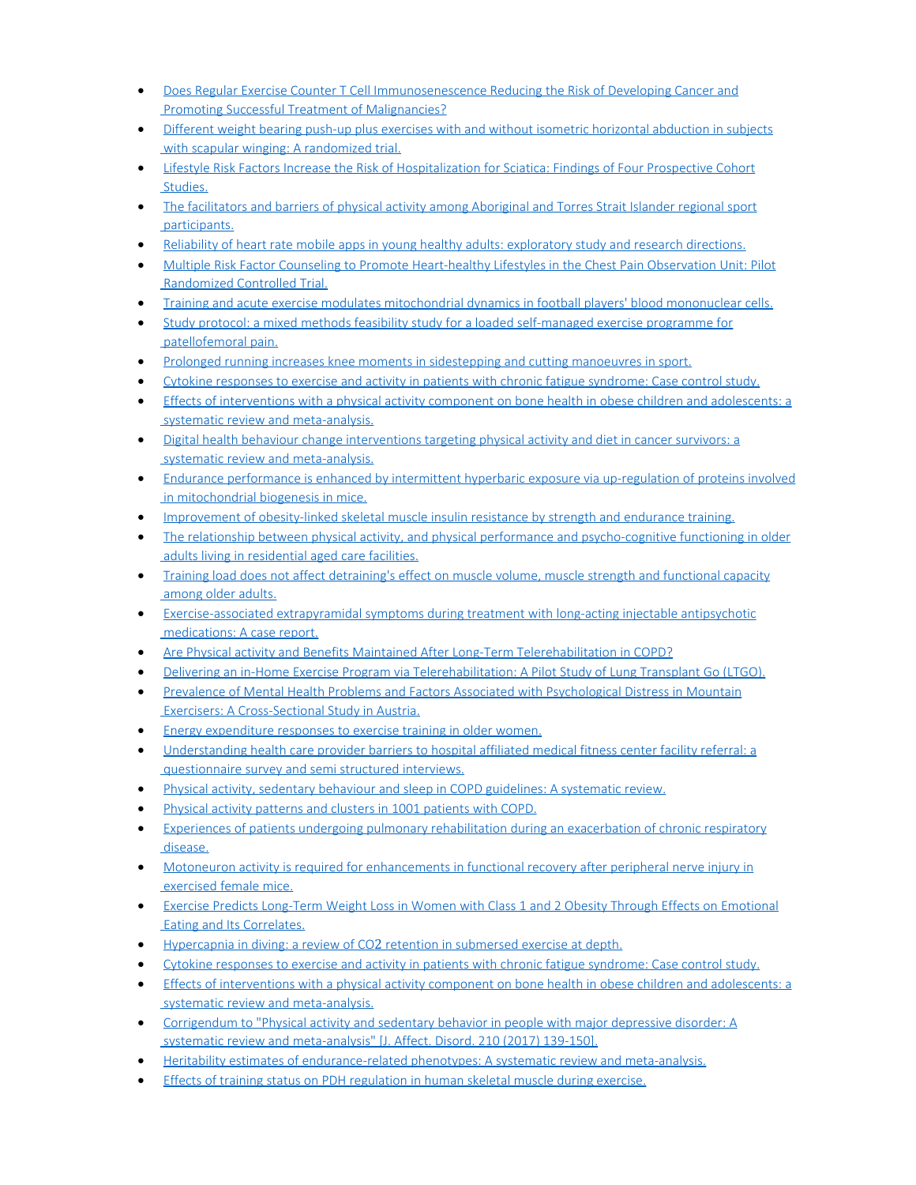- Does Regular Exercise Counter T Cell Immunosenescence Reducing the Risk of Developing Cancer and Promoting Successful Treatment of Malignancies?
- Different weight bearing push-up plus exercises with and without isometric horizontal abduction in subjects with scapular winging: A randomized trial.
- Lifestyle Risk Factors Increase the Risk of Hospitalization for Sciatica: Findings of Four Prospective Cohort Studies.
- The facilitators and barriers of physical activity among Aboriginal and Torres Strait Islander regional sport participants.
- Reliability of heart rate mobile apps in young healthy adults: exploratory study and research directions.
- Multiple Risk Factor Counseling to Promote Heart-healthy Lifestyles in the Chest Pain Observation Unit: Pilot Randomized Controlled Trial.
- Training and acute exercise modulates mitochondrial dynamics in football players' blood mononuclear cells.
- Study protocol: a mixed methods feasibility study for a loaded self-managed exercise programme for patellofemoral pain.
- Prolonged running increases knee moments in sidestepping and cutting manoeuvres in sport.
- Cytokine responses to exercise and activity in patients with chronic fatigue syndrome: Case control study.
- Effects of interventions with a physical activity component on bone health in obese children and adolescents: a systematic review and meta-analysis.
- Digital health behaviour change interventions targeting physical activity and diet in cancer survivors: a systematic review and meta-analysis.
- Endurance performance is enhanced by intermittent hyperbaric exposure via up-regulation of proteins involved in mitochondrial biogenesis in mice.
- Improvement of obesity-linked skeletal muscle insulin resistance by strength and endurance training.
- The relationship between physical activity, and physical performance and psycho-cognitive functioning in older adults living in residential aged care facilities.
- Training load does not affect detraining's effect on muscle volume, muscle strength and functional capacity among older adults.
- Exercise-associated extrapyramidal symptoms during treatment with long-acting injectable antipsychotic medications: A case report.
- Are Physical activity and Benefits Maintained After Long-Term Telerehabilitation in COPD?
- Delivering an in-Home Exercise Program via Telerehabilitation: A Pilot Study of Lung Transplant Go (LTGO).
- Prevalence of Mental Health Problems and Factors Associated with Psychological Distress in Mountain Exercisers: A Cross-Sectional Study in Austria.
- Energy expenditure responses to exercise training in older women.
- Understanding health care provider barriers to hospital affiliated medical fitness center facility referral: a questionnaire survey and semi structured interviews.
- Physical activity, sedentary behaviour and sleep in COPD guidelines: A systematic review.
- Physical activity patterns and clusters in 1001 patients with COPD.
- Experiences of patients undergoing pulmonary rehabilitation during an exacerbation of chronic respiratory disease.
- Motoneuron activity is required for enhancements in functional recovery after peripheral nerve injury in exercised female mice.
- Exercise Predicts Long-Term Weight Loss in Women with Class 1 and 2 Obesity Through Effects on Emotional Eating and Its Correlates.
- Hypercapnia in diving: a review of $CO_2$ retention in submersed exercise at depth.
- Cytokine responses to exercise and activity in patients with chronic fatigue syndrome: Case control study.
- Effects of interventions with a physical activity component on bone health in obese children and adolescents: a systematic review and meta-analysis.
- Corrigendum to "Physical activity and sedentary behavior in people with major depressive disorder: A systematic review and meta-analysis" [J. Affect. Disord. 210 (2017) 139-150].
- Heritability estimates of endurance-related phenotypes: A systematic review and meta-analysis.
- Effects of training status on PDH regulation in human skeletal muscle during exercise.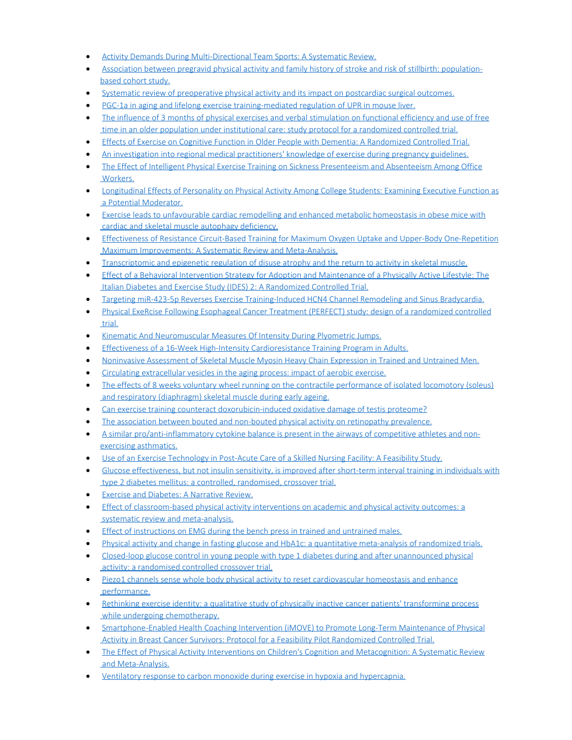- Activity Demands During Multi-Directional Team Sports: A Systematic Review.
- Association between pregravid physical activity and family history of stroke and risk of stillbirth: population-based cohort study.
- Systematic review of preoperative physical activity and its impact on postcardiac surgical outcomes.
- PGC-1a in aging and lifelong exercise training-mediated regulation of UPR in mouse liver.
- The influence of 3 months of physical exercises and verbal stimulation on functional efficiency and use of free time in an older population under institutional care: study protocol for a randomized controlled trial.
- Effects of Exercise on Cognitive Function in Older People with Dementia: A Randomized Controlled Trial.
- An investigation into regional medical practitioners' knowledge of exercise during pregnancy guidelines.
- The Effect of Intelligent Physical Exercise Training on Sickness Presenteeism and Absenteeism Among Office Workers.
- Longitudinal Effects of Personality on Physical Activity Among College Students: Examining Executive Function as a Potential Moderator.
- Exercise leads to unfavourable cardiac remodelling and enhanced metabolic homeostasis in obese mice with cardiac and skeletal muscle autophagy deficiency.
- Effectiveness of Resistance Circuit-Based Training for Maximum Oxygen Uptake and Upper-Body One-Repetition Maximum Improvements: A Systematic Review and Meta-Analysis.
- Transcriptomic and epigenetic regulation of disuse atrophy and the return to activity in skeletal muscle.
- Effect of a Behavioral Intervention Strategy for Adoption and Maintenance of a Physically Active Lifestyle: The Italian Diabetes and Exercise Study (IDES) 2: A Randomized Controlled Trial.
- Targeting miR-423-5p Reverses Exercise Training-Induced HCN4 Channel Remodeling and Sinus Bradycardia.
- Physical ExeRcise Following Esophageal Cancer Treatment (PERFECT) study: design of a randomized controlled trial.
- Kinematic And Neuromuscular Measures Of Intensity During Plyometric Jumps.
- Effectiveness of a 16-Week High-Intensity Cardioresistance Training Program in Adults.
- Noninvasive Assessment of Skeletal Muscle Myosin Heavy Chain Expression in Trained and Untrained Men.
- Circulating extracellular vesicles in the aging process: impact of aerobic exercise.
- The effects of 8 weeks voluntary wheel running on the contractile performance of isolated locomotory (soleus) and respiratory (diaphragm) skeletal muscle during early ageing.
- Can exercise training counteract doxorubicin-induced oxidative damage of testis proteome?
- The association between bouted and non-bouted physical activity on retinopathy prevalence.
- A similar pro/anti-inflammatory cytokine balance is present in the airways of competitive athletes and non-exercising asthmatics.
- Use of an Exercise Technology in Post-Acute Care of a Skilled Nursing Facility: A Feasibility Study.
- Glucose effectiveness, but not insulin sensitivity, is improved after short-term interval training in individuals with type 2 diabetes mellitus: a controlled, randomised, crossover trial.
- Exercise and Diabetes: A Narrative Review.
- Effect of classroom-based physical activity interventions on academic and physical activity outcomes: a systematic review and meta-analysis.
- Effect of instructions on EMG during the bench press in trained and untrained males.
- Physical activity and change in fasting glucose and HbA1c: a quantitative meta-analysis of randomized trials.
- Closed-loop glucose control in young people with type 1 diabetes during and after unannounced physical activity: a randomised controlled crossover trial.
- Piezo1 channels sense whole body physical activity to reset cardiovascular homeostasis and enhance performance.
- Rethinking exercise identity: a qualitative study of physically inactive cancer patients' transforming process while undergoing chemotherapy.
- Smartphone-Enabled Health Coaching Intervention (iMOVE) to Promote Long-Term Maintenance of Physical Activity in Breast Cancer Survivors: Protocol for a Feasibility Pilot Randomized Controlled Trial.
- The Effect of Physical Activity Interventions on Children's Cognition and Metacognition: A Systematic Review and Meta-Analysis.
- Ventilatory response to carbon monoxide during exercise in hypoxia and hypercapnia.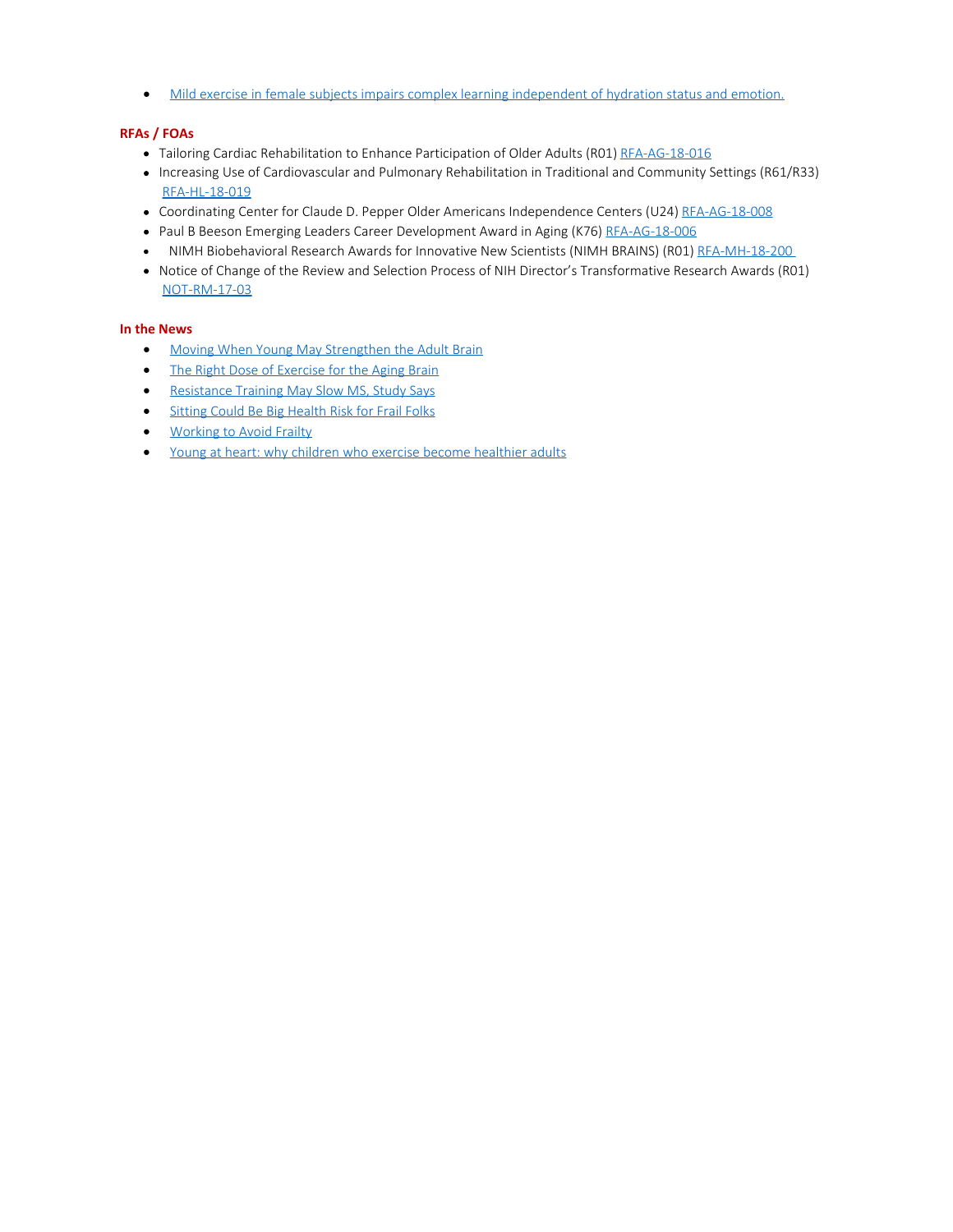- Mild exercise in female subjects impairs complex learning independent of hydration status and emotion.

**RFAs / FOAs**

- Tailoring Cardiac Rehabilitation to Enhance Participation of Older Adults (R01) RFA-AG-18-016
- Increasing Use of Cardiovascular and Pulmonary Rehabilitation in Traditional and Community Settings (R61/R33) RFA-HL-18-019
- Coordinating Center for Claude D. Pepper Older Americans Independence Centers (U24) RFA-AG-18-008
- Paul B Beeson Emerging Leaders Career Development Award in Aging (K76) RFA-AG-18-006
- NIMH Biobehavioral Research Awards for Innovative New Scientists (NIMH BRAINS) (R01) RFA-MH-18-200
- Notice of Change of the Review and Selection Process of NIH Director's Transformative Research Awards (R01) NOT-RM-17-03

**In the News**

- Moving When Young May Strengthen the Adult Brain
- The Right Dose of Exercise for the Aging Brain
- Resistance Training May Slow MS, Study Says
- Sitting Could Be Big Health Risk for Frail Folks
- Working to Avoid Frailty
- Young at heart: why children who exercise become healthier adults